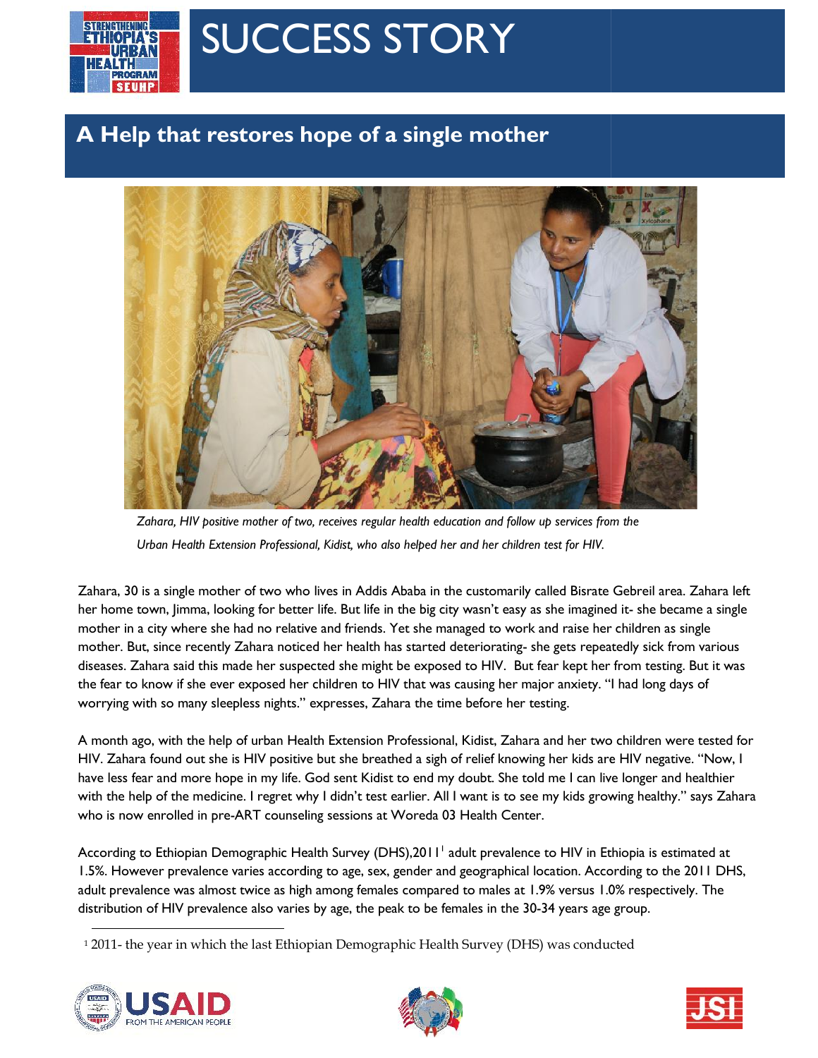# SUCCESS STORY

## A Help that restores hope of a single mother

*Zahara, HIV positive mother of two, receives regular health education and follow up services from the Urban Health Extension Professional, Kidist, who also helped her and her children test for HIV.*

Zahara, 30 is a single mother of two who lives in Addis Ababa in the customarily called Bisrate Gebreil area. Zahara left her home town, Jimma, looking for better life. But life in the big city wasn't easy as she imagined it- she became a single mother in a city where she had no relative and friends. Yet she managed to work and raise her children as single mother. But, since recently Zahara noticed her health has started deteriorating- she gets repeatedly sick from various diseases. Zahara said this made her suspected she might be exposed to HIV. But fear kept her from testing. But it was the fear to know if she ever exposed her children to HIV that was causing her major anxiety. "I had long days of worrying with so many sleepless nights." expresses, Zahara the time before her testing.

A month ago, with the help of urban Health Extension Professional, Kidist, Zahara and her two children were tested for HIV. Zahara found out she is HIV positive but she breathed a sigh of relief knowing her kids are HIV negative. "Now, I have less fear and more hope in my life. God sent Kidist to end my doubt. She told me I can live longer and healthier with the help of the medicine. I regret why I didn't test earlier. All I want is to see my kids growing healthy." says Zahara who is now enrolled in pre-ART counseling sessions at Woreda 03 Health Center.

According to Ethiopian Demographic Health Survey (DHS),2011[1] adult prevalence to HIV in Ethiopia is estimated at 1.5%. However prevalence varies according to age, sex, gender and geographical location. According to the 2011 DHS, adult prevalence was almost twice as high among females compared to males at 1.9% versus 1.0% respectively. The distribution of HIV prevalence also varies by age, the peak to be females in the 30-34 years age group.

[1] 2011- the year in which the last Ethiopian Demographic Health Survey (DHS) was conducted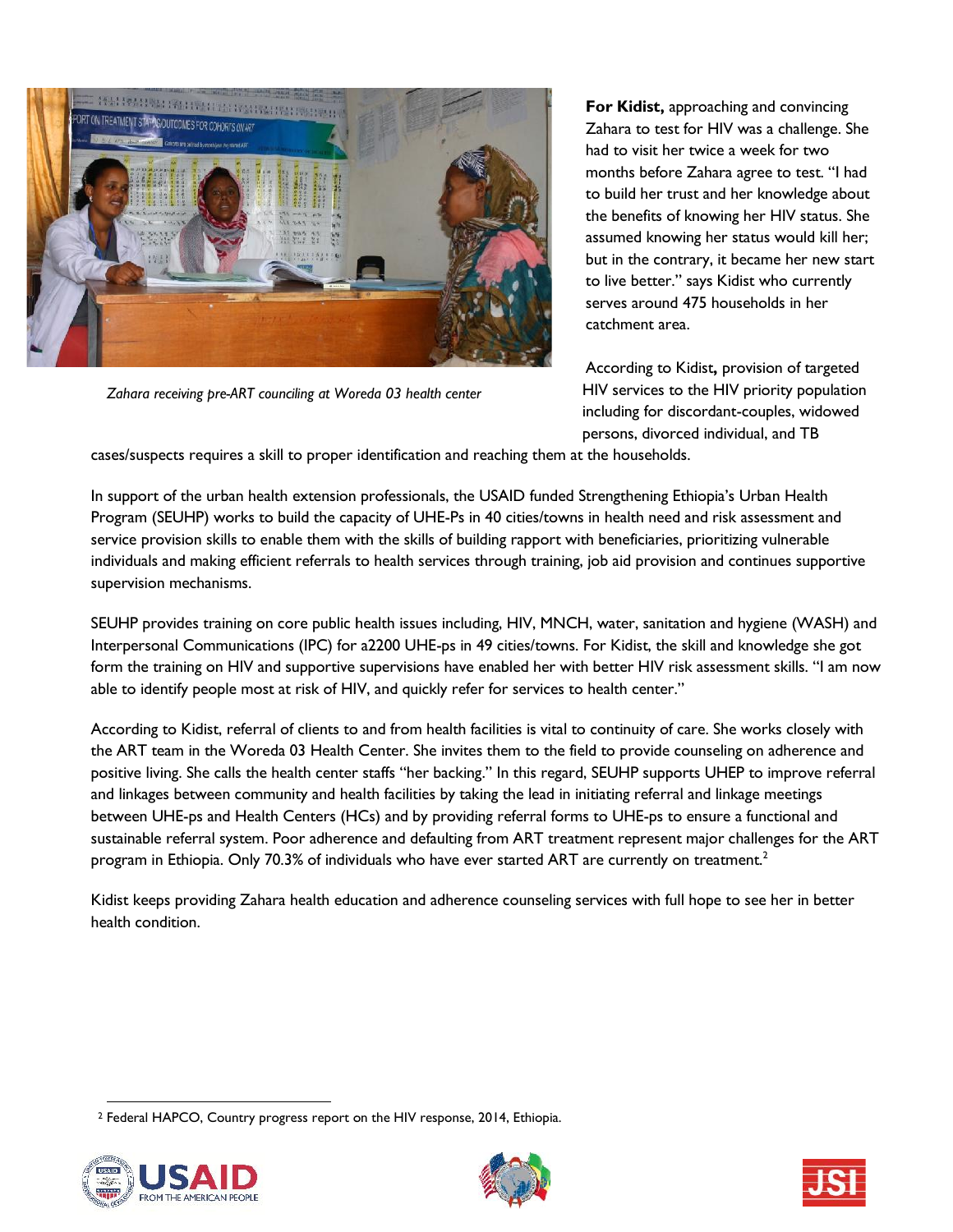*Zahara receiving pre-ART counciling at Woreda 03 health center*

**For Kidist,** approaching and convincing Zahara to test for HIV was a challenge. She had to visit her twice a week for two months before Zahara agree to test. "I had to build her trust and her knowledge about the benefits of knowing her HIV status. She assumed knowing her status would kill her; but in the contrary, it became her new start to live better." says Kidist who currently serves around 475 households in her catchment area.

According to Kidist**,** provision of targeted HIV services to the HIV priority population including for discordant-couples, widowed persons, divorced individual, and TB cases/suspects requires a skill to proper identification and reaching them at the households.

In support of the urban health extension professionals, the USAID funded Strengthening Ethiopia's Urban Health Program (SEUHP) works to build the capacity of UHE-Ps in 40 cities/towns in health need and risk assessment and service provision skills to enable them with the skills of building rapport with beneficiaries, prioritizing vulnerable individuals and making efficient referrals to health services through training, job aid provision and continues supportive supervision mechanisms.

SEUHP provides training on core public health issues including, HIV, MNCH, water, sanitation and hygiene (WASH) and Interpersonal Communications (IPC) for a2200 UHE-ps in 49 cities/towns. For Kidist, the skill and knowledge she got form the training on HIV and supportive supervisions have enabled her with better HIV risk assessment skills. "I am now able to identify people most at risk of HIV, and quickly refer for services to health center."

According to Kidist, referral of clients to and from health facilities is vital to continuity of care. She works closely with the ART team in the Woreda 03 Health Center. She invites them to the field to provide counseling on adherence and positive living. She calls the health center staffs "her backing." In this regard, SEUHP supports UHEP to improve referral and linkages between community and health facilities by taking the lead in initiating referral and linkage meetings between UHE-ps and Health Centers (HCs) and by providing referral forms to UHE-ps to ensure a functional and sustainable referral system. Poor adherence and defaulting from ART treatment represent major challenges for the ART program in Ethiopia. Only 70.3% of individuals who have ever started ART are currently on treatment.[2]

Kidist keeps providing Zahara health education and adherence counseling services with full hope to see her in better health condition.

[2] Federal HAPCO, Country progress report on the HIV response, 2014, Ethiopia.